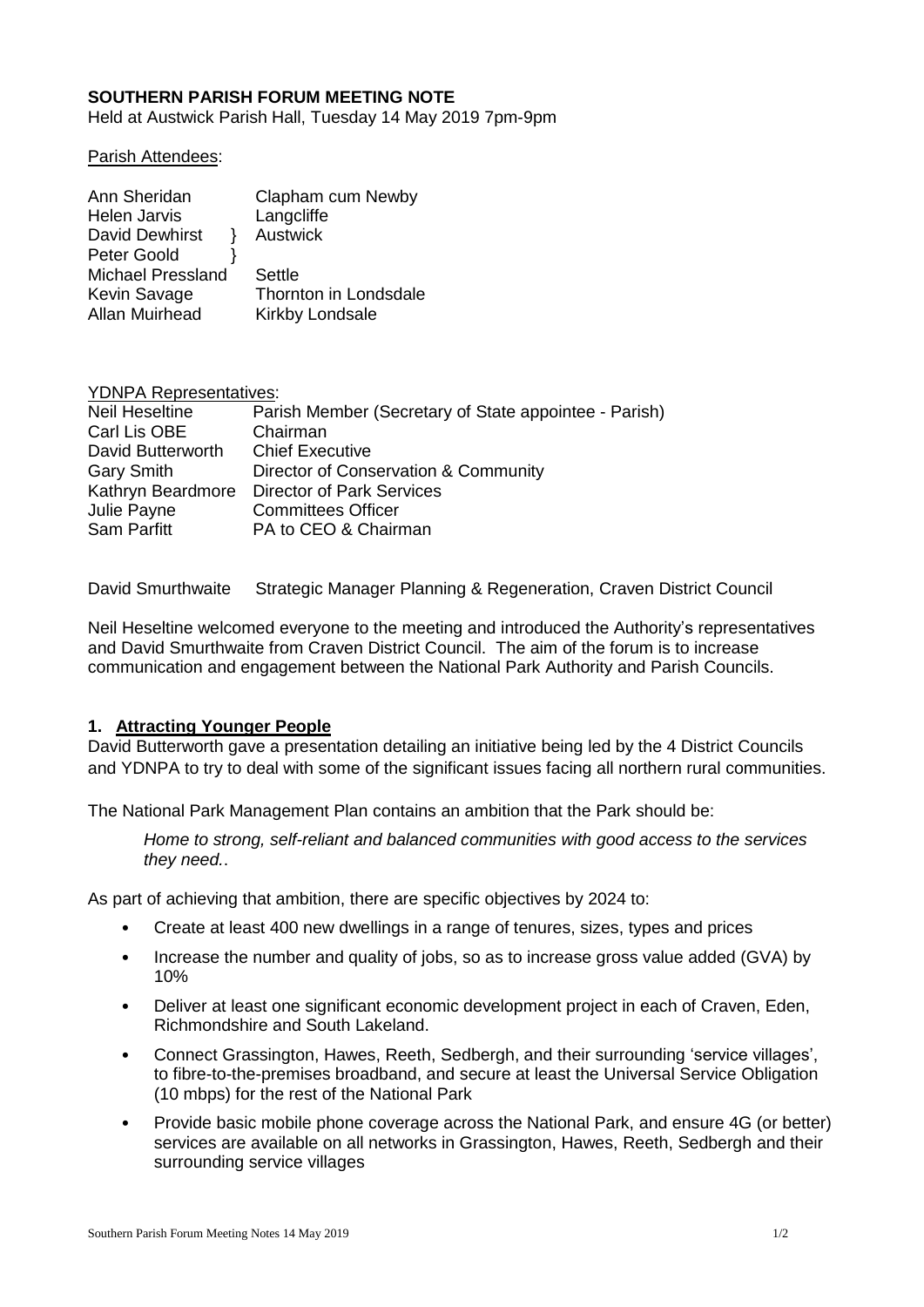**SOUTHERN PARISH FORUM MEETING NOTE**

Held at Austwick Parish Hall, Tuesday 14 May 2019 7pm-9pm

Parish Attendees:

| | |
|---|---|
| Ann Sheridan | Clapham cum Newby |
| Helen Jarvis | Langcliffe |
| David Dewhirst } | Austwick |
| Peter Goold } | |
| Michael Pressland | Settle |
| Kevin Savage | Thornton in Londsdale |
| Allan Muirhead | Kirkby Londsale |

YDNPA Representatives:

| | |
|---|---|
| Neil Heseltine | Parish Member (Secretary of State appointee - Parish) |
| Carl Lis OBE | Chairman |
| David Butterworth | Chief Executive |
| Gary Smith | Director of Conservation & Community |
| Kathryn Beardmore | Director of Park Services |
| Julie Payne | Committees Officer |
| Sam Parfitt | PA to CEO & Chairman |

David Smurthwaite Strategic Manager Planning & Regeneration, Craven District Council

Neil Heseltine welcomed everyone to the meeting and introduced the Authority's representatives and David Smurthwaite from Craven District Council. The aim of the forum is to increase communication and engagement between the National Park Authority and Parish Councils.

## 1. Attracting Younger People

David Butterworth gave a presentation detailing an initiative being led by the 4 District Councils and YDNPA to try to deal with some of the significant issues facing all northern rural communities.

The National Park Management Plan contains an ambition that the Park should be:

> *Home to strong, self-reliant and balanced communities with good access to the services they need.*.

As part of achieving that ambition, there are specific objectives by 2024 to:

- Create at least 400 new dwellings in a range of tenures, sizes, types and prices
- Increase the number and quality of jobs, so as to increase gross value added (GVA) by 10%
- Deliver at least one significant economic development project in each of Craven, Eden, Richmondshire and South Lakeland.
- Connect Grassington, Hawes, Reeth, Sedbergh, and their surrounding 'service villages', to fibre-to-the-premises broadband, and secure at least the Universal Service Obligation (10 mbps) for the rest of the National Park
- Provide basic mobile phone coverage across the National Park, and ensure 4G (or better) services are available on all networks in Grassington, Hawes, Reeth, Sedbergh and their surrounding service villages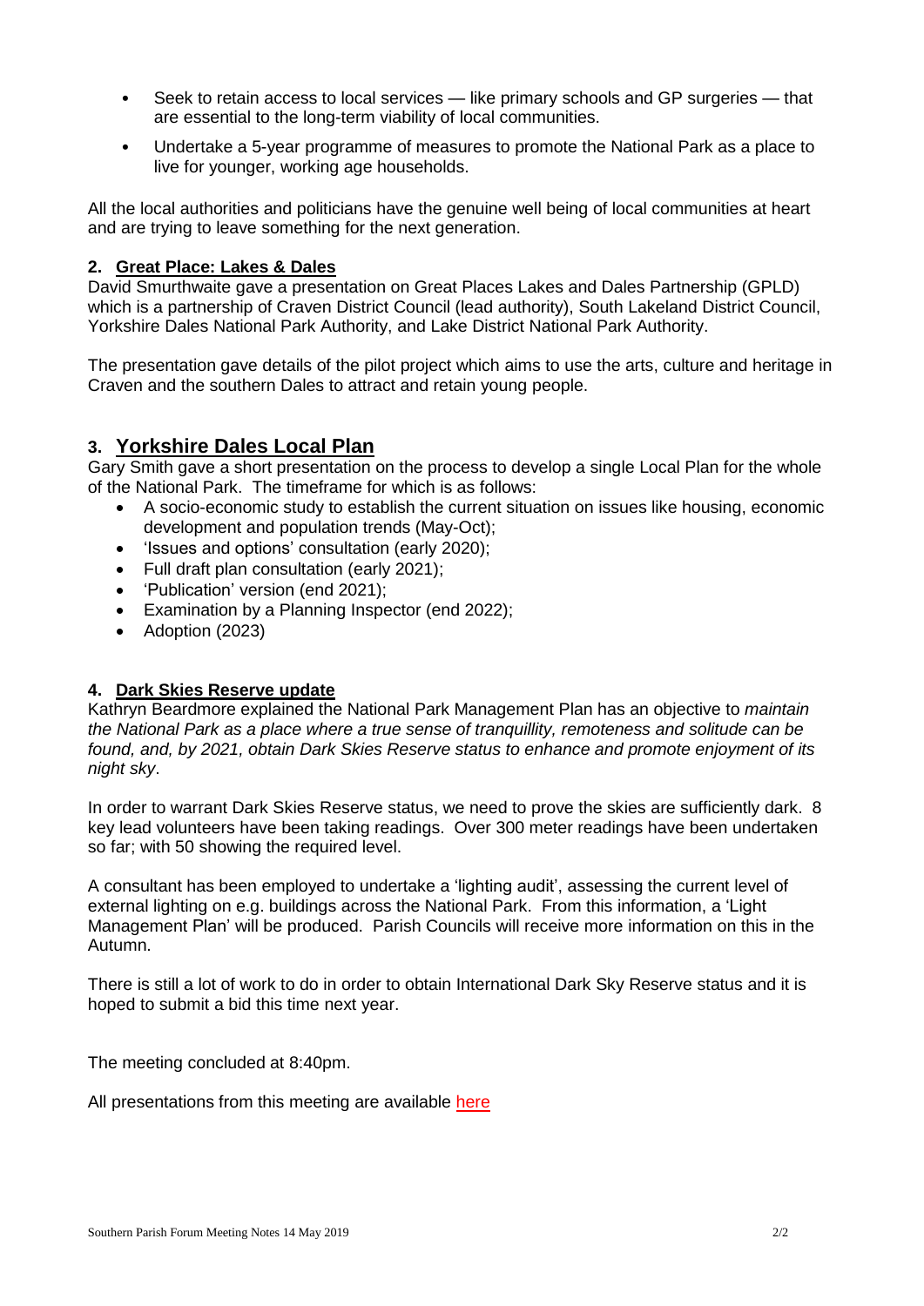- Seek to retain access to local services — like primary schools and GP surgeries — that are essential to the long-term viability of local communities.
- Undertake a 5-year programme of measures to promote the National Park as a place to live for younger, working age households.

All the local authorities and politicians have the genuine well being of local communities at heart and are trying to leave something for the next generation.

## 2. Great Place: Lakes & Dales

David Smurthwaite gave a presentation on Great Places Lakes and Dales Partnership (GPLD) which is a partnership of Craven District Council (lead authority), South Lakeland District Council, Yorkshire Dales National Park Authority, and Lake District National Park Authority.

The presentation gave details of the pilot project which aims to use the arts, culture and heritage in Craven and the southern Dales to attract and retain young people.

## 3. Yorkshire Dales Local Plan

Gary Smith gave a short presentation on the process to develop a single Local Plan for the whole of the National Park. The timeframe for which is as follows:

- A socio-economic study to establish the current situation on issues like housing, economic development and population trends (May-Oct);
- 'Issues and options' consultation (early 2020);
- Full draft plan consultation (early 2021);
- 'Publication' version (end 2021);
- Examination by a Planning Inspector (end 2022);
- Adoption (2023)

## 4. Dark Skies Reserve update

Kathryn Beardmore explained the National Park Management Plan has an objective to *maintain the National Park as a place where a true sense of tranquillity, remoteness and solitude can be found, and, by 2021, obtain Dark Skies Reserve status to enhance and promote enjoyment of its night sky*.

In order to warrant Dark Skies Reserve status, we need to prove the skies are sufficiently dark. 8 key lead volunteers have been taking readings. Over 300 meter readings have been undertaken so far; with 50 showing the required level.

A consultant has been employed to undertake a 'lighting audit', assessing the current level of external lighting on e.g. buildings across the National Park. From this information, a 'Light Management Plan' will be produced. Parish Councils will receive more information on this in the Autumn.

There is still a lot of work to do in order to obtain International Dark Sky Reserve status and it is hoped to submit a bid this time next year.

The meeting concluded at 8:40pm.

All presentations from this meeting are available here